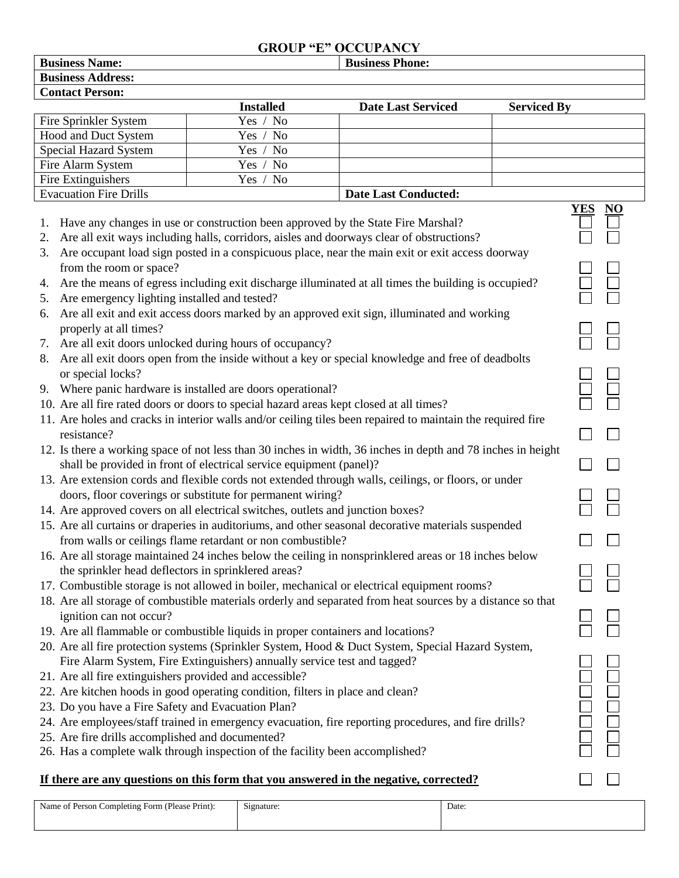# GROUP "E" OCCUPANCY

| **Business Name:** | | **Business Phone:** | |
|---|---|---|---|
| **Business Address:** | | | |
| **Contact Person:** | | | |
| | **Installed** | **Date Last Serviced** | **Serviced By** |
| Fire Sprinkler System | Yes / No | | |
| Hood and Duct System | Yes / No | | |
| Special Hazard System | Yes / No | | |
| Fire Alarm System | Yes / No | | |
| Fire Extinguishers | Yes / No | | |
| Evacuation Fire Drills | | **Date Last Conducted:** | |

| | | **YES** | **NO** |
|---|---|---|---|
| 1. | Have any changes in use or construction been approved by the State Fire Marshal? | ☐ | ☐ |
| 2. | Are all exit ways including halls, corridors, aisles and doorways clear of obstructions? | ☐ | ☐ |
| 3. | Are occupant load sign posted in a conspicuous place, near the main exit or exit access doorway from the room or space? | ☐ | ☐ |
| 4. | Are the means of egress including exit discharge illuminated at all times the building is occupied? | ☐ | ☐ |
| 5. | Are emergency lighting installed and tested? | ☐ | ☐ |
| 6. | Are all exit and exit access doors marked by an approved exit sign, illuminated and working properly at all times? | ☐ | ☐ |
| 7. | Are all exit doors unlocked during hours of occupancy? | ☐ | ☐ |
| 8. | Are all exit doors open from the inside without a key or special knowledge and free of deadbolts or special locks? | ☐ | ☐ |
| 9. | Where panic hardware is installed are doors operational? | ☐ | ☐ |
| 10. | Are all fire rated doors or doors to special hazard areas kept closed at all times? | ☐ | ☐ |
| 11. | Are holes and cracks in interior walls and/or ceiling tiles been repaired to maintain the required fire resistance? | ☐ | ☐ |
| 12. | Is there a working space of not less than 30 inches in width, 36 inches in depth and 78 inches in height shall be provided in front of electrical service equipment (panel)? | ☐ | ☐ |
| 13. | Are extension cords and flexible cords not extended through walls, ceilings, or floors, or under doors, floor coverings or substitute for permanent wiring? | ☐ | ☐ |
| 14. | Are approved covers on all electrical switches, outlets and junction boxes? | ☐ | ☐ |
| 15. | Are all curtains or draperies in auditoriums, and other seasonal decorative materials suspended from walls or ceilings flame retardant or non combustible? | ☐ | ☐ |
| 16. | Are all storage maintained 24 inches below the ceiling in nonsprinklered areas or 18 inches below the sprinkler head deflectors in sprinklered areas? | ☐ | ☐ |
| 17. | Combustible storage is not allowed in boiler, mechanical or electrical equipment rooms? | ☐ | ☐ |
| 18. | Are all storage of combustible materials orderly and separated from heat sources by a distance so that ignition can not occur? | ☐ | ☐ |
| 19. | Are all flammable or combustible liquids in proper containers and locations? | ☐ | ☐ |
| 20. | Are all fire protection systems (Sprinkler System, Hood & Duct System, Special Hazard System, Fire Alarm System, Fire Extinguishers) annually service test and tagged? | ☐ | ☐ |
| 21. | Are all fire extinguishers provided and accessible? | ☐ | ☐ |
| 22. | Are kitchen hoods in good operating condition, filters in place and clean? | ☐ | ☐ |
| 23. | Do you have a Fire Safety and Evacuation Plan? | ☐ | ☐ |
| 24. | Are employees/staff trained in emergency evacuation, fire reporting procedures, and fire drills? | ☐ | ☐ |
| 25. | Are fire drills accomplished and documented? | ☐ | ☐ |
| 26. | Has a complete walk through inspection of the facility been accomplished? | ☐ | ☐ |

**If there are any questions on this form that you answered in the negative, corrected?** ☐ ☐

| Name of Person Completing Form (Please Print): | Signature: | Date: |
|---|---|---|
| | | |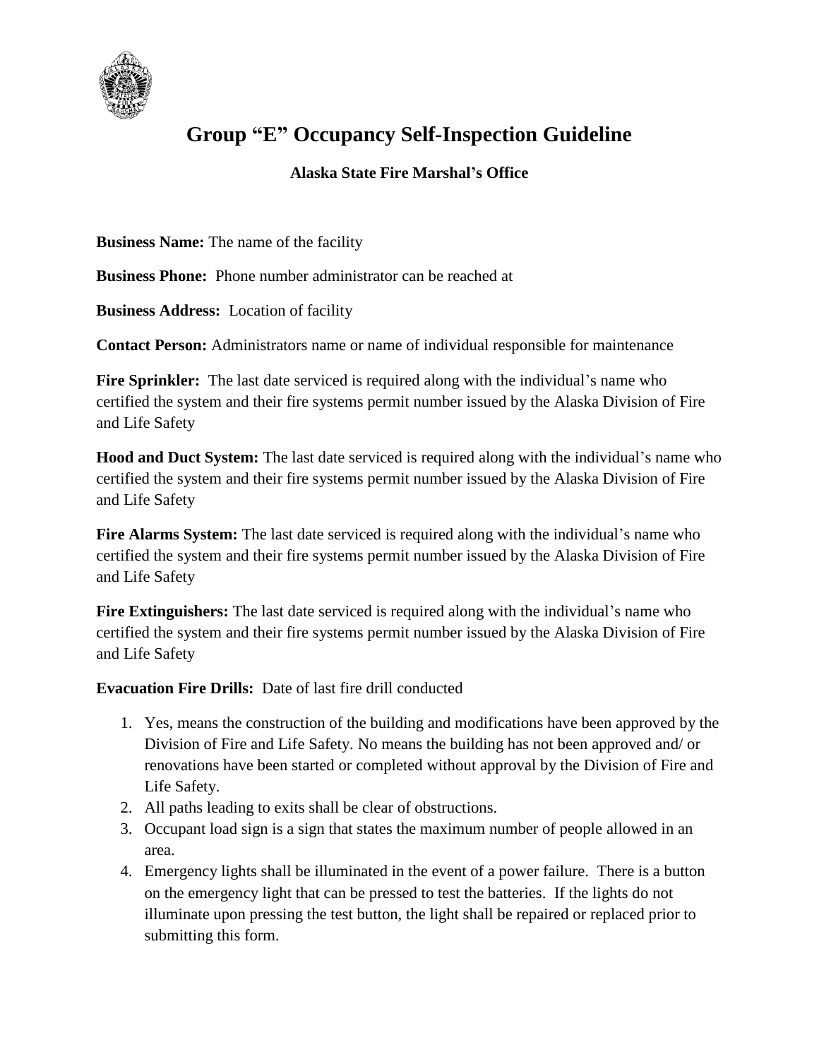# Group "E" Occupancy Self-Inspection Guideline

**Alaska State Fire Marshal's Office**

**Business Name:** The name of the facility

**Business Phone:** Phone number administrator can be reached at

**Business Address:** Location of facility

**Contact Person:** Administrators name or name of individual responsible for maintenance

**Fire Sprinkler:** The last date serviced is required along with the individual's name who certified the system and their fire systems permit number issued by the Alaska Division of Fire and Life Safety

**Hood and Duct System:** The last date serviced is required along with the individual's name who certified the system and their fire systems permit number issued by the Alaska Division of Fire and Life Safety

**Fire Alarms System:** The last date serviced is required along with the individual's name who certified the system and their fire systems permit number issued by the Alaska Division of Fire and Life Safety

**Fire Extinguishers:** The last date serviced is required along with the individual's name who certified the system and their fire systems permit number issued by the Alaska Division of Fire and Life Safety

**Evacuation Fire Drills:** Date of last fire drill conducted

1. Yes, means the construction of the building and modifications have been approved by the Division of Fire and Life Safety. No means the building has not been approved and/ or renovations have been started or completed without approval by the Division of Fire and Life Safety.
2. All paths leading to exits shall be clear of obstructions.
3. Occupant load sign is a sign that states the maximum number of people allowed in an area.
4. Emergency lights shall be illuminated in the event of a power failure. There is a button on the emergency light that can be pressed to test the batteries. If the lights do not illuminate upon pressing the test button, the light shall be repaired or replaced prior to submitting this form.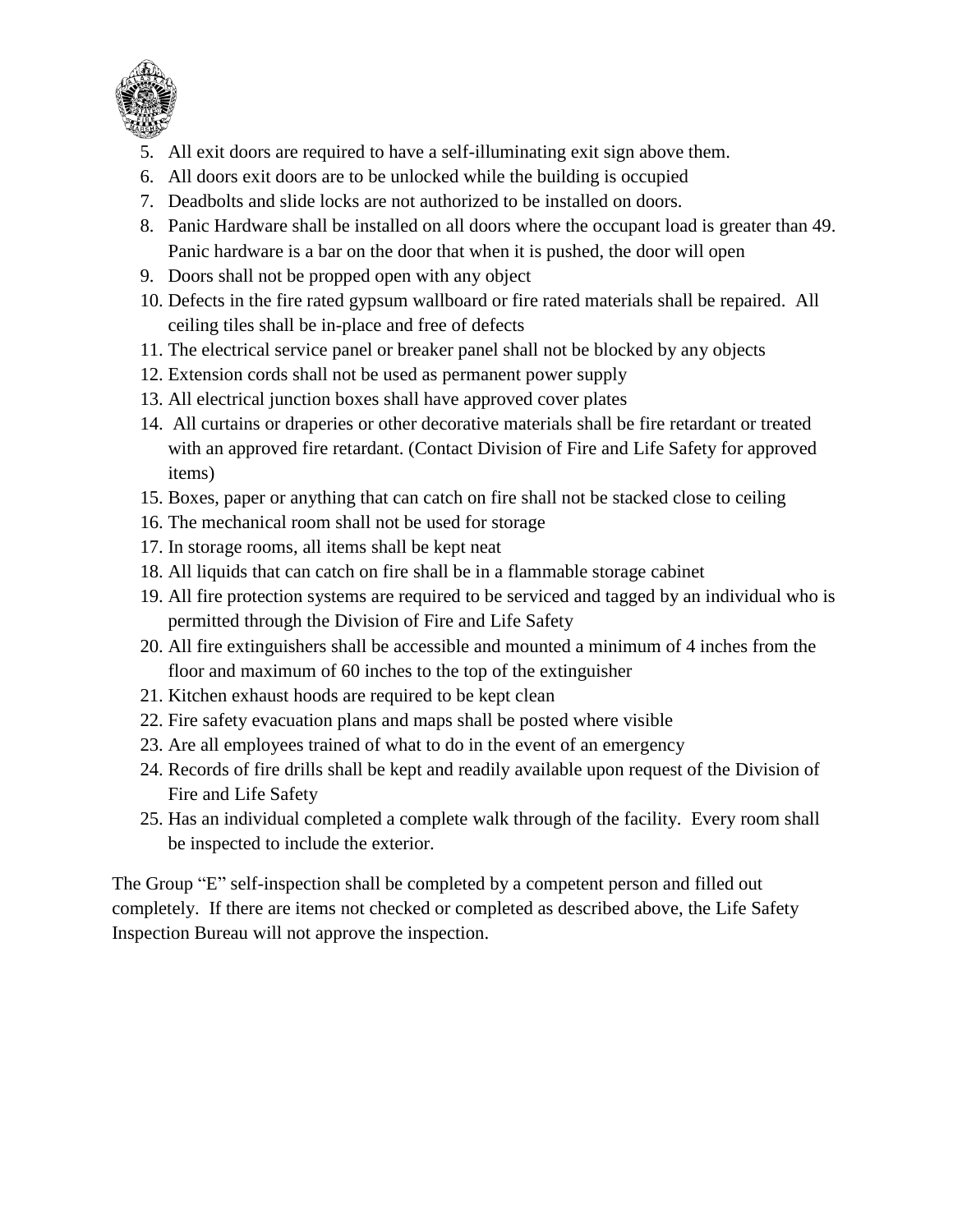5. All exit doors are required to have a self-illuminating exit sign above them.
6. All doors exit doors are to be unlocked while the building is occupied
7. Deadbolts and slide locks are not authorized to be installed on doors.
8. Panic Hardware shall be installed on all doors where the occupant load is greater than 49. Panic hardware is a bar on the door that when it is pushed, the door will open
9. Doors shall not be propped open with any object
10. Defects in the fire rated gypsum wallboard or fire rated materials shall be repaired. All ceiling tiles shall be in-place and free of defects
11. The electrical service panel or breaker panel shall not be blocked by any objects
12. Extension cords shall not be used as permanent power supply
13. All electrical junction boxes shall have approved cover plates
14. All curtains or draperies or other decorative materials shall be fire retardant or treated with an approved fire retardant. (Contact Division of Fire and Life Safety for approved items)
15. Boxes, paper or anything that can catch on fire shall not be stacked close to ceiling
16. The mechanical room shall not be used for storage
17. In storage rooms, all items shall be kept neat
18. All liquids that can catch on fire shall be in a flammable storage cabinet
19. All fire protection systems are required to be serviced and tagged by an individual who is permitted through the Division of Fire and Life Safety
20. All fire extinguishers shall be accessible and mounted a minimum of 4 inches from the floor and maximum of 60 inches to the top of the extinguisher
21. Kitchen exhaust hoods are required to be kept clean
22. Fire safety evacuation plans and maps shall be posted where visible
23. Are all employees trained of what to do in the event of an emergency
24. Records of fire drills shall be kept and readily available upon request of the Division of Fire and Life Safety
25. Has an individual completed a complete walk through of the facility. Every room shall be inspected to include the exterior.

The Group "E" self-inspection shall be completed by a competent person and filled out completely. If there are items not checked or completed as described above, the Life Safety Inspection Bureau will not approve the inspection.